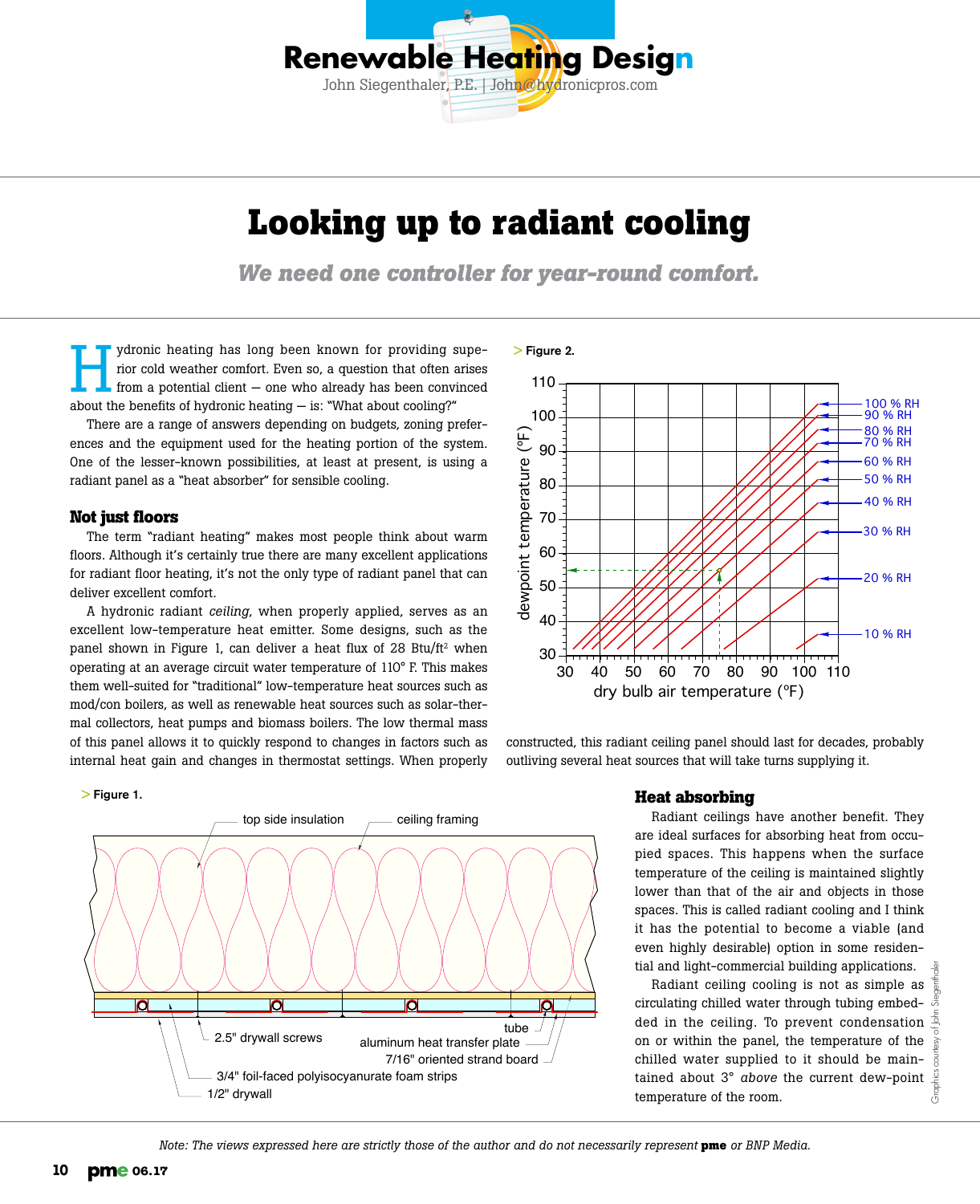# Looking up to radiant cooling

***We need one controller for year-round comfort.***

Hydronic heating has long been known for providing superior cold weather comfort. Even so, a question that often arises from a potential client — one who already has been convinced about the benefits of hydronic heating — is: "What about cooling?"

There are a range of answers depending on budgets, zoning preferences and the equipment used for the heating portion of the system. One of the lesser-known possibilities, at least at present, is using a radiant panel as a "heat absorber" for sensible cooling.

### Not just floors

The term "radiant heating" makes most people think about warm floors. Although it's certainly true there are many excellent applications for radiant floor heating, it's not the only type of radiant panel that can deliver excellent comfort.

A hydronic radiant *ceiling*, when properly applied, serves as an excellent low-temperature heat emitter. Some designs, such as the panel shown in Figure 1, can deliver a heat flux of 28 Btu/ft$^2$ when operating at an average circuit water temperature of 110° F. This makes them well-suited for "traditional" low-temperature heat sources such as mod/con boilers, as well as renewable heat sources such as solar-thermal collectors, heat pumps and biomass boilers. The low thermal mass of this panel allows it to quickly respond to changes in factors such as internal heat gain and changes in thermostat settings. When properly constructed, this radiant ceiling panel should last for decades, probably outliving several heat sources that will take turns supplying it.

> Figure 2.

> Figure 1.

### Heat absorbing

Radiant ceilings have another benefit. They are ideal surfaces for absorbing heat from occupied spaces. This happens when the surface temperature of the ceiling is maintained slightly lower than that of the air and objects in those spaces. This is called radiant cooling and I think it has the potential to become a viable (and even highly desirable) option in some residential and light-commercial building applications.

Radiant ceiling cooling is not as simple as circulating chilled water through tubing embedded in the ceiling. To prevent condensation on or within the panel, the temperature of the chilled water supplied to it should be maintained about 3° *above* the current dew-point temperature of the room.

*Note: The views expressed here are strictly those of the author and do not necessarily represent* **pme** *or BNP Media.*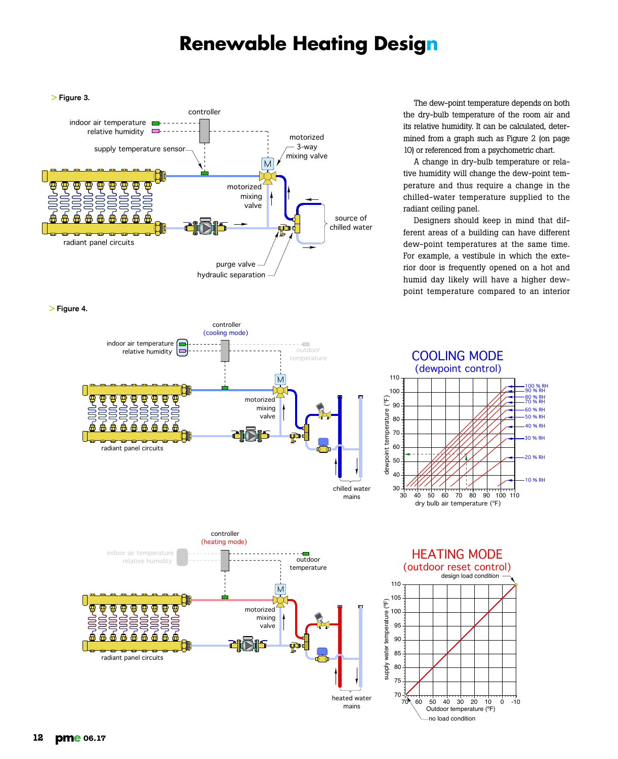> Figure 3.

> Figure 4.

The dew-point temperature depends on both the dry-bulb temperature of the room air and its relative humidity. It can be calculated, determined from a graph such as Figure 2 (on page 10) or referenced from a psychometric chart.

A change in dry-bulb temperature or relative humidity will change the dew-point temperature and thus require a change in the chilled-water temperature supplied to the radiant ceiling panel.

Designers should keep in mind that different areas of a building can have different dew-point temperatures at the same time. For example, a vestibule in which the exterior door is frequently opened on a hot and humid day likely will have a higher dew-point temperature compared to an interior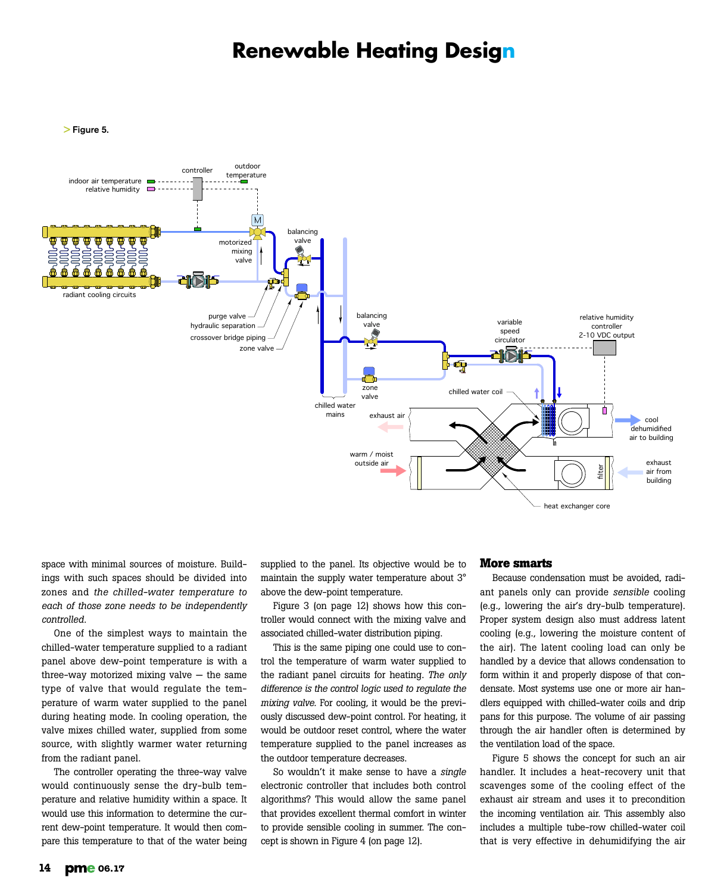> **Figure 5.**

space with minimal sources of moisture. Buildings with such spaces should be divided into zones and *the chilled-water temperature to each of those zone needs to be independently controlled.*

One of the simplest ways to maintain the chilled-water temperature supplied to a radiant panel above dew-point temperature is with a three-way motorized mixing valve — the same type of valve that would regulate the temperature of warm water supplied to the panel during heating mode. In cooling operation, the valve mixes chilled water, supplied from some source, with slightly warmer water returning from the radiant panel.

The controller operating the three-way valve would continuously sense the dry-bulb temperature and relative humidity within a space. It would use this information to determine the current dew-point temperature. It would then compare this temperature to that of the water being supplied to the panel. Its objective would be to maintain the supply water temperature about 3° above the dew-point temperature.

Figure 3 (on page 12) shows how this controller would connect with the mixing valve and associated chilled-water distribution piping.

This is the same piping one could use to control the temperature of warm water supplied to the radiant panel circuits for heating. *The only difference is the control logic used to regulate the mixing valve.* For cooling, it would be the previously discussed dew-point control. For heating, it would be outdoor reset control, where the water temperature supplied to the panel increases as the outdoor temperature decreases.

So wouldn't it make sense to have a *single* electronic controller that includes both control algorithms? This would allow the same panel that provides excellent thermal comfort in winter to provide sensible cooling in summer. The concept is shown in Figure 4 (on page 12).

## More smarts

Because condensation must be avoided, radiant panels only can provide *sensible* cooling (e.g., lowering the air's dry-bulb temperature). Proper system design also must address latent cooling (e.g., lowering the moisture content of the air). The latent cooling load can only be handled by a device that allows condensation to form within it and properly dispose of that condensate. Most systems use one or more air handlers equipped with chilled-water coils and drip pans for this purpose. The volume of air passing through the air handler often is determined by the ventilation load of the space.

Figure 5 shows the concept for such an air handler. It includes a heat-recovery unit that scavenges some of the cooling effect of the exhaust air stream and uses it to precondition the incoming ventilation air. This assembly also includes a multiple tube-row chilled-water coil that is very effective in dehumidifying the air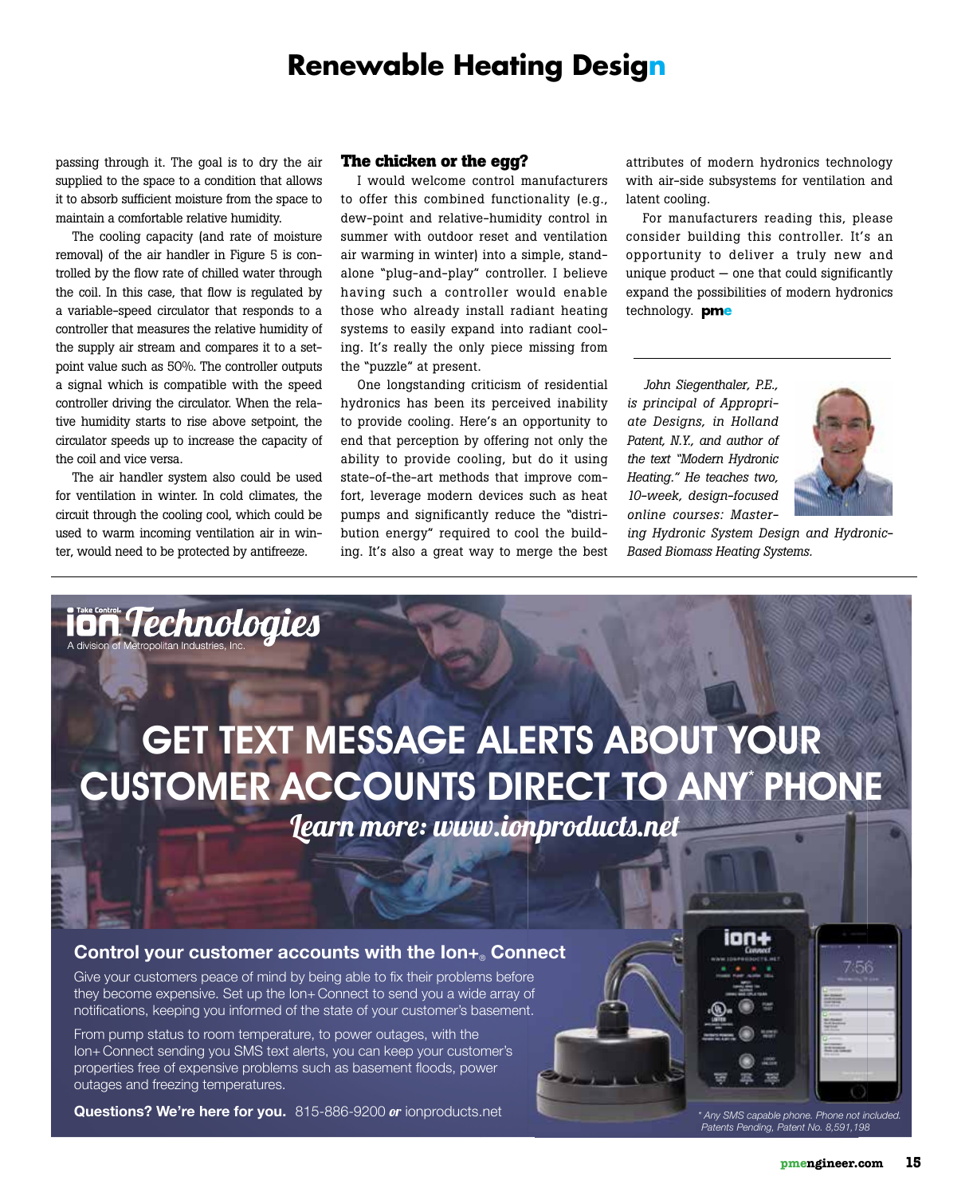passing through it. The goal is to dry the air supplied to the space to a condition that allows it to absorb sufficient moisture from the space to maintain a comfortable relative humidity.

The cooling capacity (and rate of moisture removal) of the air handler in Figure 5 is controlled by the flow rate of chilled water through the coil. In this case, that flow is regulated by a variable-speed circulator that responds to a controller that measures the relative humidity of the supply air stream and compares it to a setpoint value such as 50%. The controller outputs a signal which is compatible with the speed controller driving the circulator. When the relative humidity starts to rise above setpoint, the circulator speeds up to increase the capacity of the coil and vice versa.

The air handler system also could be used for ventilation in winter. In cold climates, the circuit through the cooling cool, which could be used to warm incoming ventilation air in winter, would need to be protected by antifreeze.

## The chicken or the egg?

I would welcome control manufacturers to offer this combined functionality (e.g., dew-point and relative-humidity control in summer with outdoor reset and ventilation air warming in winter) into a simple, standalone "plug-and-play" controller. I believe having such a controller would enable those who already install radiant heating systems to easily expand into radiant cooling. It's really the only piece missing from the "puzzle" at present.

One longstanding criticism of residential hydronics has been its perceived inability to provide cooling. Here's an opportunity to end that perception by offering not only the ability to provide cooling, but do it using state-of-the-art methods that improve comfort, leverage modern devices such as heat pumps and significantly reduce the "distribution energy" required to cool the building. It's also a great way to merge the best attributes of modern hydronics technology with air-side subsystems for ventilation and latent cooling.

For manufacturers reading this, please consider building this controller. It's an opportunity to deliver a truly new and unique product — one that could significantly expand the possibilities of modern hydronics technology. **pme**

---

*John Siegenthaler, P.E., is principal of Appropriate Designs, in Holland Patent, N.Y., and author of the text "Modern Hydronic Heating." He teaches two, 10-week, design-focused online courses: Mastering Hydronic System Design and Hydronic-Based Biomass Heating Systems.*

---

**ion Technologies**
A division of Metropolitan Industries, Inc.

# GET TEXT MESSAGE ALERTS ABOUT YOUR CUSTOMER ACCOUNTS DIRECT TO ANY* PHONE

*Learn more: www.ionproducts.net*

### Control your customer accounts with the Ion+® Connect

Give your customers peace of mind by being able to fix their problems before they become expensive. Set up the Ion+ Connect to send you a wide array of notifications, keeping you informed of the state of your customer's basement.

From pump status to room temperature, to power outages, with the Ion+ Connect sending you SMS text alerts, you can keep your customer's properties free of expensive problems such as basement floods, power outages and freezing temperatures.

**Questions? We're here for you.** 815-886-9200 ***or*** ionproducts.net

*\* Any SMS capable phone. Phone not included. Patents Pending, Patent No. 8,591,198*